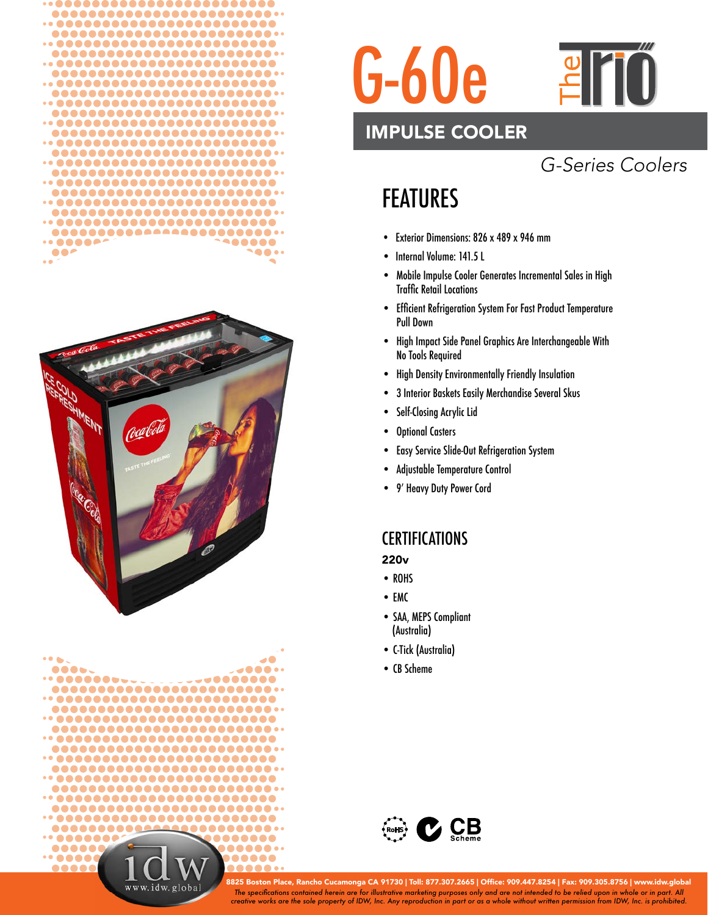# G-60e

The Trio

## IMPULSE COOLER

*G-Series Coolers*

## FEATURES

- Exterior Dimensions: 826 x 489 x 946 mm
- Internal Volume: 141.5 L
- Mobile Impulse Cooler Generates Incremental Sales in High Traffic Retail Locations
- Efficient Refrigeration System For Fast Product Temperature Pull Down
- High Impact Side Panel Graphics Are Interchangeable With No Tools Required
- High Density Environmentally Friendly Insulation
- 3 Interior Baskets Easily Merchandise Several Skus
- Self-Closing Acrylic Lid
- Optional Casters
- Easy Service Slide-Out Refrigeration System
- Adjustable Temperature Control
- 9' Heavy Duty Power Cord

## CERTIFICATIONS

**220v**

- ROHS
- EMC
- SAA, MEPS Compliant (Australia)
- C-Tick (Australia)
- CB Scheme

**8825 Boston Place, Rancho Cucamonga CA 91730 | Toll: 877.307.2665 | Office: 909.447.8254 | Fax: 909.305.8756 | www.idw.global**

*The specifications contained herein are for illustrative marketing purposes only and are not intended to be relied upon in whole or in part. All creative works are the sole property of IDW, Inc. Any reproduction in part or as a whole without written permission from IDW, Inc. is prohibited.*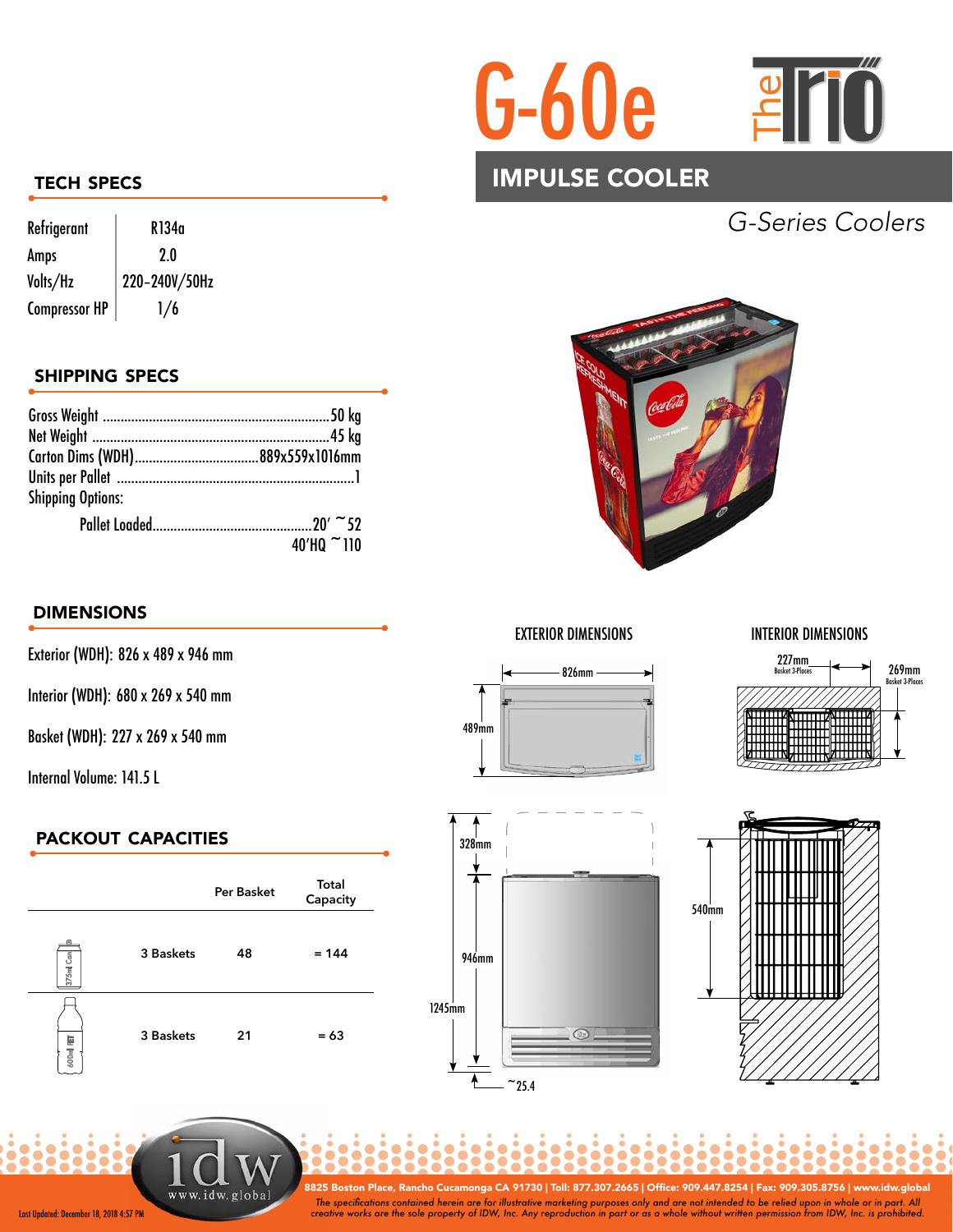# G-60e

# The Trio

## IMPULSE COOLER

*G-Series Coolers*

## TECH SPECS

| | |
|---|---|
| Refrigerant | R134a |
| Amps | 2.0 |
| Volts/Hz | 220-240V/50Hz |
| Compressor HP | 1/6 |

## SHIPPING SPECS

Gross Weight ....................................................................50 kg
Net Weight .......................................................................45 kg
Carton Dims (WDH)...................................889x559x1016mm
Units per Pallet .......................................................................1
Shipping Options:

Pallet Loaded.............................................20' ~52
40'HQ ~110

## DIMENSIONS

Exterior (WDH): 826 x 489 x 946 mm

Interior (WDH): 680 x 269 x 540 mm

Basket (WDH): 227 x 269 x 540 mm

Internal Volume: 141.5 L

## PACKOUT CAPACITIES

| | | Per Basket | Total Capacity |
|---|---|---|---|
| 375ml Can | 3 Baskets | 48 | = 144 |
| 600ml PET | 3 Baskets | 21 | = 63 |

EXTERIOR DIMENSIONS

826mm
489mm
328mm
946mm
1245mm
~25.4

INTERIOR DIMENSIONS

227mm
Basket 3-Places
269mm
Basket 3-Places
540mm

8825 Boston Place, Rancho Cucamonga CA 91730 | Toll: 877.307.2665 | Office: 909.447.8254 | Fax: 909.305.8756 | www.idw.global

*The specifications contained herein are for illustrative marketing purposes only and are not intended to be relied upon in whole or in part. All creative works are the sole property of IDW, Inc. Any reproduction in part or as a whole without written permission from IDW, Inc. is prohibited.*

Last Updated: December 18, 2018 4:57 PM